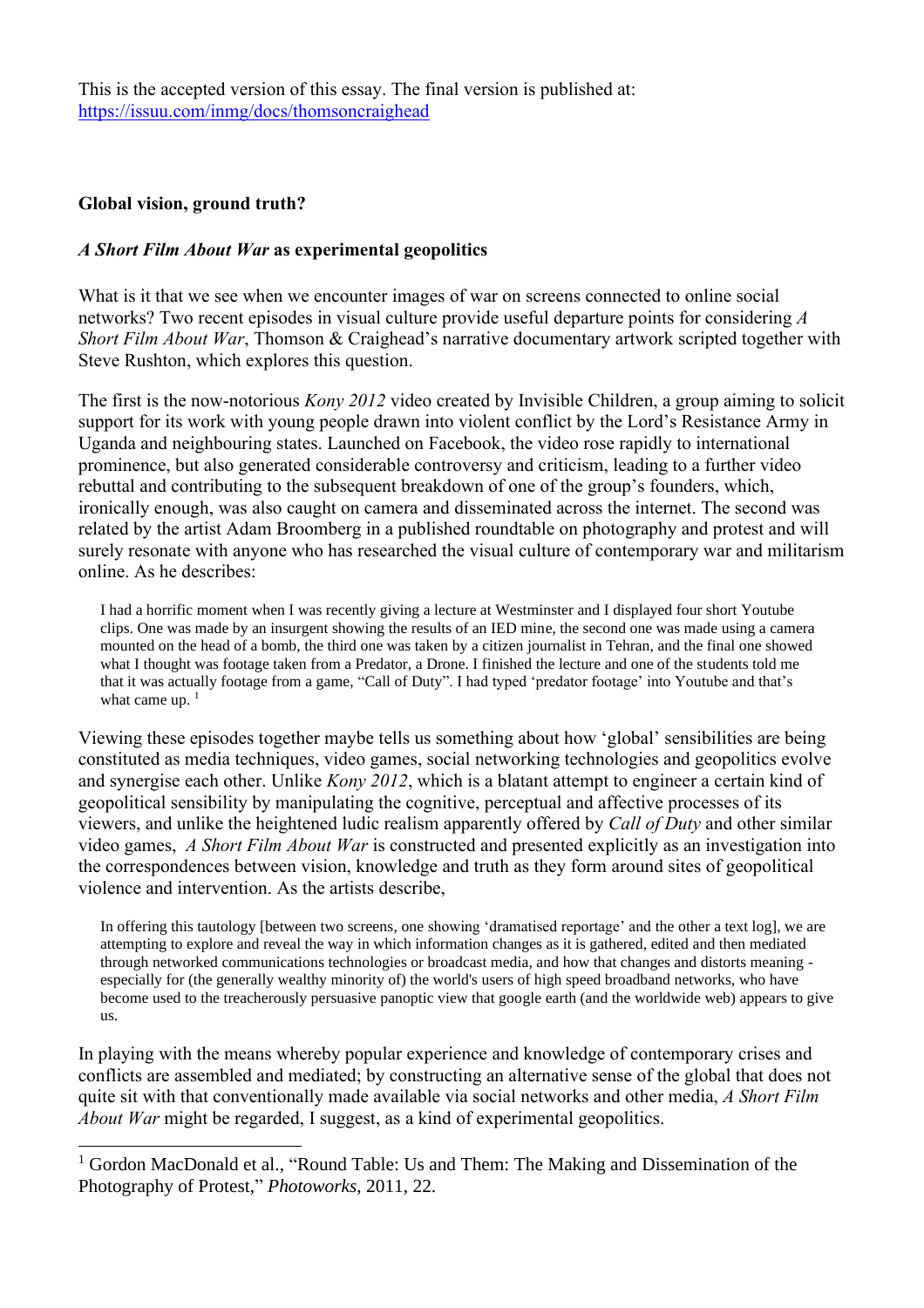This is the accepted version of this essay. The final version is published at: https://issuu.com/inmg/docs/thomsoncraighead

**Global vision, ground truth?**

***A Short Film About War* as experimental geopolitics**

What is it that we see when we encounter images of war on screens connected to online social networks? Two recent episodes in visual culture provide useful departure points for considering *A Short Film About War*, Thomson & Craighead's narrative documentary artwork scripted together with Steve Rushton, which explores this question.

The first is the now-notorious *Kony 2012* video created by Invisible Children, a group aiming to solicit support for its work with young people drawn into violent conflict by the Lord's Resistance Army in Uganda and neighbouring states. Launched on Facebook, the video rose rapidly to international prominence, but also generated considerable controversy and criticism, leading to a further video rebuttal and contributing to the subsequent breakdown of one of the group's founders, which, ironically enough, was also caught on camera and disseminated across the internet. The second was related by the artist Adam Broomberg in a published roundtable on photography and protest and will surely resonate with anyone who has researched the visual culture of contemporary war and militarism online. As he describes:

> I had a horrific moment when I was recently giving a lecture at Westminster and I displayed four short Youtube clips. One was made by an insurgent showing the results of an IED mine, the second one was made using a camera mounted on the head of a bomb, the third one was taken by a citizen journalist in Tehran, and the final one showed what I thought was footage taken from a Predator, a Drone. I finished the lecture and one of the students told me that it was actually footage from a game, "Call of Duty". I had typed 'predator footage' into Youtube and that's what came up. [1]

Viewing these episodes together maybe tells us something about how 'global' sensibilities are being constituted as media techniques, video games, social networking technologies and geopolitics evolve and synergise each other. Unlike *Kony 2012*, which is a blatant attempt to engineer a certain kind of geopolitical sensibility by manipulating the cognitive, perceptual and affective processes of its viewers, and unlike the heightened ludic realism apparently offered by *Call of Duty* and other similar video games, *A Short Film About War* is constructed and presented explicitly as an investigation into the correspondences between vision, knowledge and truth as they form around sites of geopolitical violence and intervention. As the artists describe,

> In offering this tautology [between two screens, one showing 'dramatised reportage' and the other a text log], we are attempting to explore and reveal the way in which information changes as it is gathered, edited and then mediated through networked communications technologies or broadcast media, and how that changes and distorts meaning - especially for (the generally wealthy minority of) the world's users of high speed broadband networks, who have become used to the treacherously persuasive panoptic view that google earth (and the worldwide web) appears to give us.

In playing with the means whereby popular experience and knowledge of contemporary crises and conflicts are assembled and mediated; by constructing an alternative sense of the global that does not quite sit with that conventionally made available via social networks and other media, *A Short Film About War* might be regarded, I suggest, as a kind of experimental geopolitics.

[1] Gordon MacDonald et al., "Round Table: Us and Them: The Making and Dissemination of the Photography of Protest," *Photoworks*, 2011, 22.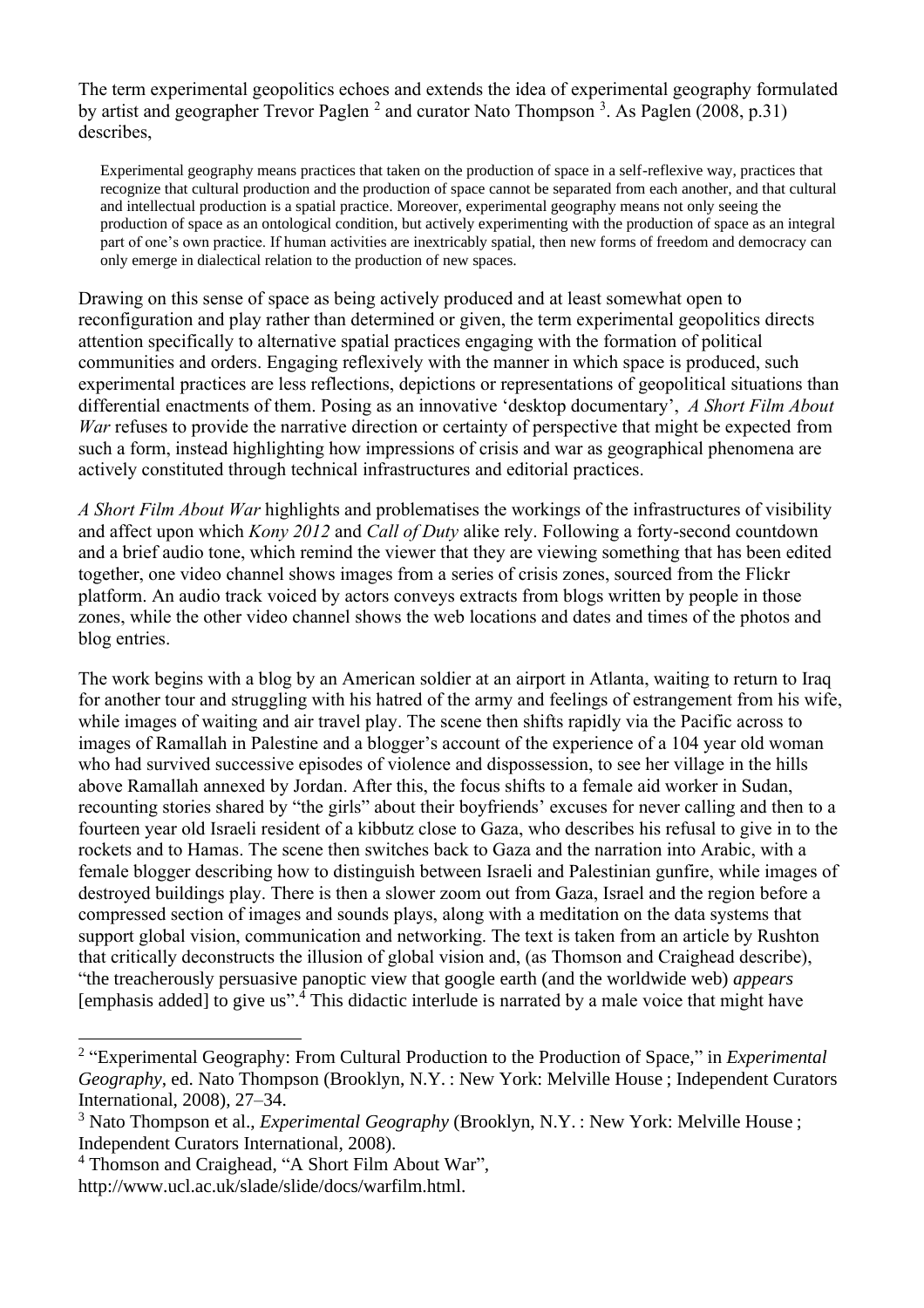The term experimental geopolitics echoes and extends the idea of experimental geography formulated by artist and geographer Trevor Paglen [2] and curator Nato Thompson [3]. As Paglen (2008, p.31) describes,

> Experimental geography means practices that taken on the production of space in a self-reflexive way, practices that recognize that cultural production and the production of space cannot be separated from each another, and that cultural and intellectual production is a spatial practice. Moreover, experimental geography means not only seeing the production of space as an ontological condition, but actively experimenting with the production of space as an integral part of one's own practice. If human activities are inextricably spatial, then new forms of freedom and democracy can only emerge in dialectical relation to the production of new spaces.

Drawing on this sense of space as being actively produced and at least somewhat open to reconfiguration and play rather than determined or given, the term experimental geopolitics directs attention specifically to alternative spatial practices engaging with the formation of political communities and orders. Engaging reflexively with the manner in which space is produced, such experimental practices are less reflections, depictions or representations of geopolitical situations than differential enactments of them. Posing as an innovative 'desktop documentary', *A Short Film About War* refuses to provide the narrative direction or certainty of perspective that might be expected from such a form, instead highlighting how impressions of crisis and war as geographical phenomena are actively constituted through technical infrastructures and editorial practices.

*A Short Film About War* highlights and problematises the workings of the infrastructures of visibility and affect upon which *Kony 2012* and *Call of Duty* alike rely. Following a forty-second countdown and a brief audio tone, which remind the viewer that they are viewing something that has been edited together, one video channel shows images from a series of crisis zones, sourced from the Flickr platform. An audio track voiced by actors conveys extracts from blogs written by people in those zones, while the other video channel shows the web locations and dates and times of the photos and blog entries.

The work begins with a blog by an American soldier at an airport in Atlanta, waiting to return to Iraq for another tour and struggling with his hatred of the army and feelings of estrangement from his wife, while images of waiting and air travel play. The scene then shifts rapidly via the Pacific across to images of Ramallah in Palestine and a blogger's account of the experience of a 104 year old woman who had survived successive episodes of violence and dispossession, to see her village in the hills above Ramallah annexed by Jordan. After this, the focus shifts to a female aid worker in Sudan, recounting stories shared by "the girls" about their boyfriends' excuses for never calling and then to a fourteen year old Israeli resident of a kibbutz close to Gaza, who describes his refusal to give in to the rockets and to Hamas. The scene then switches back to Gaza and the narration into Arabic, with a female blogger describing how to distinguish between Israeli and Palestinian gunfire, while images of destroyed buildings play. There is then a slower zoom out from Gaza, Israel and the region before a compressed section of images and sounds plays, along with a meditation on the data systems that support global vision, communication and networking. The text is taken from an article by Rushton that critically deconstructs the illusion of global vision and, (as Thomson and Craighead describe), "the treacherously persuasive panoptic view that google earth (and the worldwide web) *appears* [emphasis added] to give us".[4] This didactic interlude is narrated by a male voice that might have

---

[2] "Experimental Geography: From Cultural Production to the Production of Space," in *Experimental Geography*, ed. Nato Thompson (Brooklyn, N.Y. : New York: Melville House ; Independent Curators International, 2008), 27–34.

[3] Nato Thompson et al., *Experimental Geography* (Brooklyn, N.Y. : New York: Melville House ; Independent Curators International, 2008).

[4] Thomson and Craighead, "A Short Film About War", http://www.ucl.ac.uk/slade/slide/docs/warfilm.html.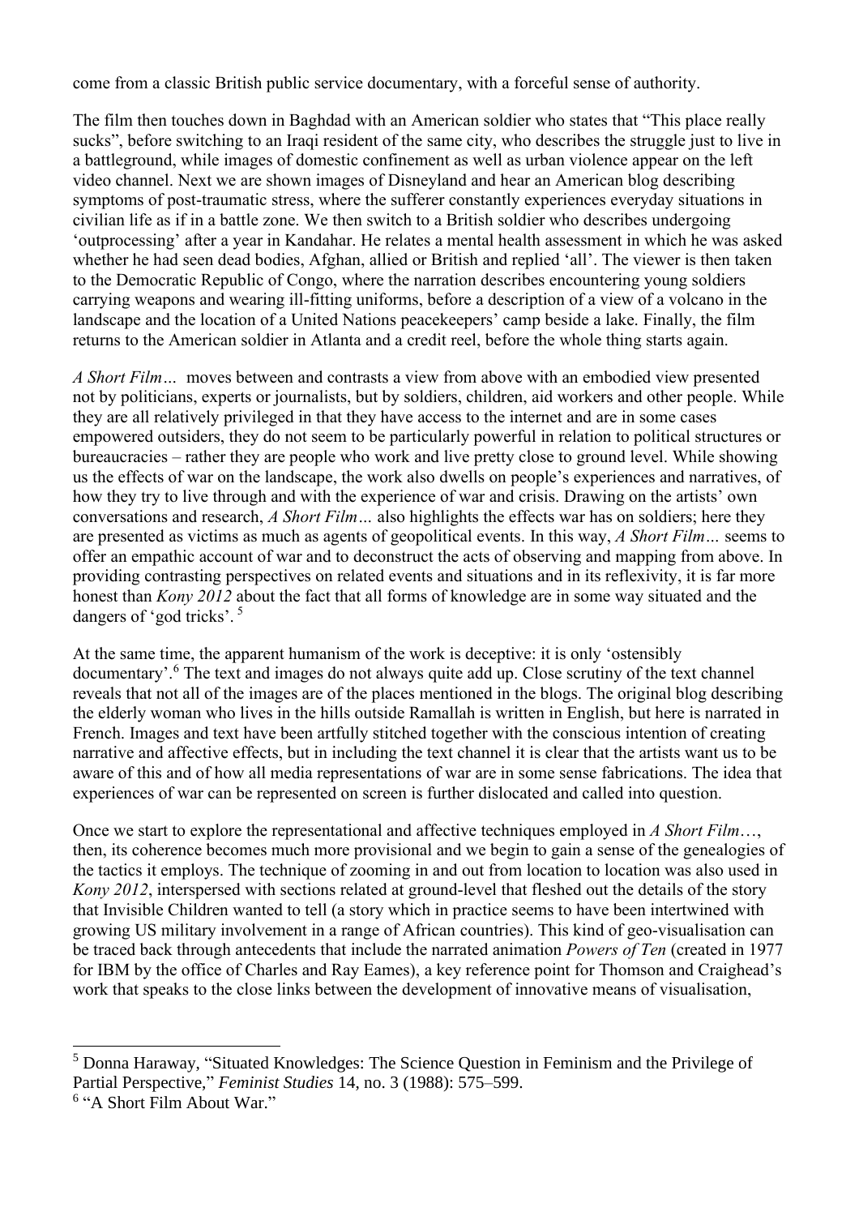come from a classic British public service documentary, with a forceful sense of authority.

The film then touches down in Baghdad with an American soldier who states that "This place really sucks", before switching to an Iraqi resident of the same city, who describes the struggle just to live in a battleground, while images of domestic confinement as well as urban violence appear on the left video channel. Next we are shown images of Disneyland and hear an American blog describing symptoms of post-traumatic stress, where the sufferer constantly experiences everyday situations in civilian life as if in a battle zone. We then switch to a British soldier who describes undergoing 'outprocessing' after a year in Kandahar. He relates a mental health assessment in which he was asked whether he had seen dead bodies, Afghan, allied or British and replied 'all'. The viewer is then taken to the Democratic Republic of Congo, where the narration describes encountering young soldiers carrying weapons and wearing ill-fitting uniforms, before a description of a view of a volcano in the landscape and the location of a United Nations peacekeepers' camp beside a lake. Finally, the film returns to the American soldier in Atlanta and a credit reel, before the whole thing starts again.

*A Short Film…* moves between and contrasts a view from above with an embodied view presented not by politicians, experts or journalists, but by soldiers, children, aid workers and other people. While they are all relatively privileged in that they have access to the internet and are in some cases empowered outsiders, they do not seem to be particularly powerful in relation to political structures or bureaucracies – rather they are people who work and live pretty close to ground level. While showing us the effects of war on the landscape, the work also dwells on people's experiences and narratives, of how they try to live through and with the experience of war and crisis. Drawing on the artists' own conversations and research, *A Short Film…* also highlights the effects war has on soldiers; here they are presented as victims as much as agents of geopolitical events. In this way, *A Short Film…* seems to offer an empathic account of war and to deconstruct the acts of observing and mapping from above. In providing contrasting perspectives on related events and situations and in its reflexivity, it is far more honest than *Kony 2012* about the fact that all forms of knowledge are in some way situated and the dangers of 'god tricks'. [5]

At the same time, the apparent humanism of the work is deceptive: it is only 'ostensibly documentary'.[6] The text and images do not always quite add up. Close scrutiny of the text channel reveals that not all of the images are of the places mentioned in the blogs. The original blog describing the elderly woman who lives in the hills outside Ramallah is written in English, but here is narrated in French. Images and text have been artfully stitched together with the conscious intention of creating narrative and affective effects, but in including the text channel it is clear that the artists want us to be aware of this and of how all media representations of war are in some sense fabrications. The idea that experiences of war can be represented on screen is further dislocated and called into question.

Once we start to explore the representational and affective techniques employed in *A Short Film…*, then, its coherence becomes much more provisional and we begin to gain a sense of the genealogies of the tactics it employs. The technique of zooming in and out from location to location was also used in *Kony 2012*, interspersed with sections related at ground-level that fleshed out the details of the story that Invisible Children wanted to tell (a story which in practice seems to have been intertwined with growing US military involvement in a range of African countries). This kind of geo-visualisation can be traced back through antecedents that include the narrated animation *Powers of Ten* (created in 1977 for IBM by the office of Charles and Ray Eames), a key reference point for Thomson and Craighead's work that speaks to the close links between the development of innovative means of visualisation,

---

[5] Donna Haraway, "Situated Knowledges: The Science Question in Feminism and the Privilege of Partial Perspective," *Feminist Studies* 14, no. 3 (1988): 575–599.

[6] "A Short Film About War."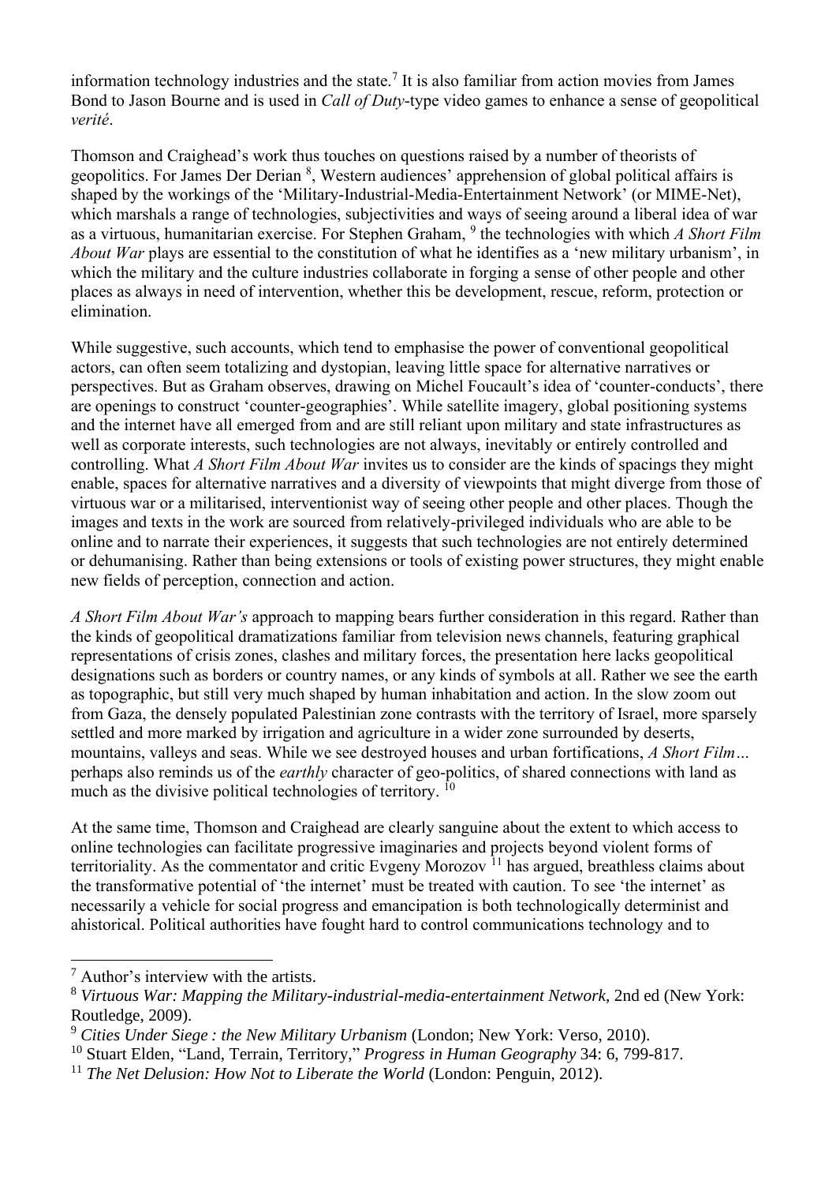information technology industries and the state.[7] It is also familiar from action movies from James Bond to Jason Bourne and is used in *Call of Duty*-type video games to enhance a sense of geopolitical *verité*.

Thomson and Craighead's work thus touches on questions raised by a number of theorists of geopolitics. For James Der Derian [8], Western audiences' apprehension of global political affairs is shaped by the workings of the 'Military-Industrial-Media-Entertainment Network' (or MIME-Net), which marshals a range of technologies, subjectivities and ways of seeing around a liberal idea of war as a virtuous, humanitarian exercise. For Stephen Graham, [9] the technologies with which *A Short Film About War* plays are essential to the constitution of what he identifies as a 'new military urbanism', in which the military and the culture industries collaborate in forging a sense of other people and other places as always in need of intervention, whether this be development, rescue, reform, protection or elimination.

While suggestive, such accounts, which tend to emphasise the power of conventional geopolitical actors, can often seem totalizing and dystopian, leaving little space for alternative narratives or perspectives. But as Graham observes, drawing on Michel Foucault's idea of 'counter-conducts', there are openings to construct 'counter-geographies'. While satellite imagery, global positioning systems and the internet have all emerged from and are still reliant upon military and state infrastructures as well as corporate interests, such technologies are not always, inevitably or entirely controlled and controlling. What *A Short Film About War* invites us to consider are the kinds of spacings they might enable, spaces for alternative narratives and a diversity of viewpoints that might diverge from those of virtuous war or a militarised, interventionist way of seeing other people and other places. Though the images and texts in the work are sourced from relatively-privileged individuals who are able to be online and to narrate their experiences, it suggests that such technologies are not entirely determined or dehumanising. Rather than being extensions or tools of existing power structures, they might enable new fields of perception, connection and action.

*A Short Film About War's* approach to mapping bears further consideration in this regard. Rather than the kinds of geopolitical dramatizations familiar from television news channels, featuring graphical representations of crisis zones, clashes and military forces, the presentation here lacks geopolitical designations such as borders or country names, or any kinds of symbols at all. Rather we see the earth as topographic, but still very much shaped by human inhabitation and action. In the slow zoom out from Gaza, the densely populated Palestinian zone contrasts with the territory of Israel, more sparsely settled and more marked by irrigation and agriculture in a wider zone surrounded by deserts, mountains, valleys and seas. While we see destroyed houses and urban fortifications, *A Short Film…* perhaps also reminds us of the *earthly* character of geo-politics, of shared connections with land as much as the divisive political technologies of territory. [10]

At the same time, Thomson and Craighead are clearly sanguine about the extent to which access to online technologies can facilitate progressive imaginaries and projects beyond violent forms of territoriality. As the commentator and critic Evgeny Morozov [11] has argued, breathless claims about the transformative potential of 'the internet' must be treated with caution. To see 'the internet' as necessarily a vehicle for social progress and emancipation is both technologically determinist and ahistorical. Political authorities have fought hard to control communications technology and to

---

[7] Author's interview with the artists.

[8] *Virtuous War: Mapping the Military-industrial-media-entertainment Network*, 2nd ed (New York: Routledge, 2009).

[9] *Cities Under Siege : the New Military Urbanism* (London; New York: Verso, 2010).

[10] Stuart Elden, "Land, Terrain, Territory," *Progress in Human Geography* 34: 6, 799-817.

[11] *The Net Delusion: How Not to Liberate the World* (London: Penguin, 2012).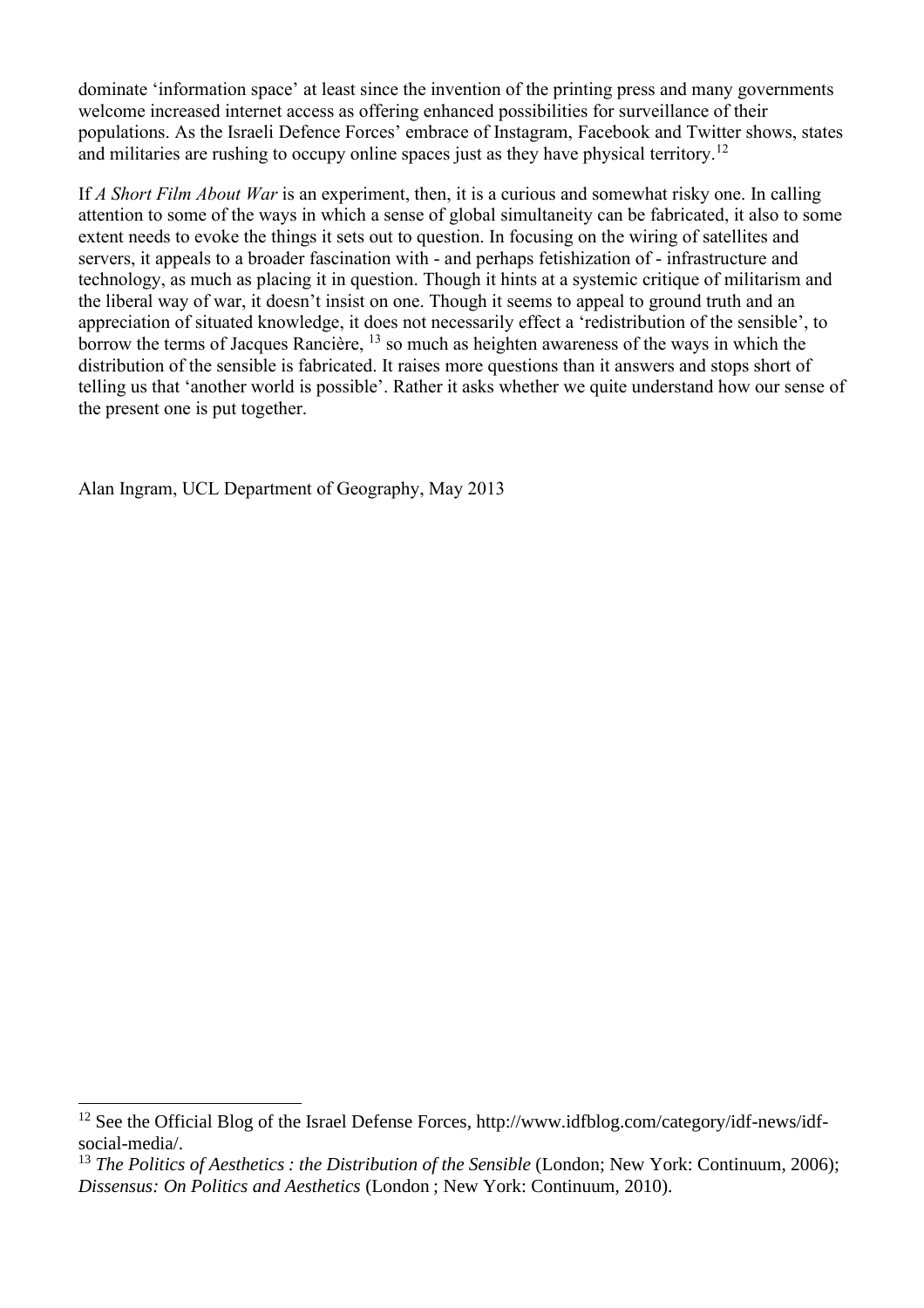dominate 'information space' at least since the invention of the printing press and many governments welcome increased internet access as offering enhanced possibilities for surveillance of their populations. As the Israeli Defence Forces' embrace of Instagram, Facebook and Twitter shows, states and militaries are rushing to occupy online spaces just as they have physical territory.[12]

If *A Short Film About War* is an experiment, then, it is a curious and somewhat risky one. In calling attention to some of the ways in which a sense of global simultaneity can be fabricated, it also to some extent needs to evoke the things it sets out to question. In focusing on the wiring of satellites and servers, it appeals to a broader fascination with - and perhaps fetishization of - infrastructure and technology, as much as placing it in question. Though it hints at a systemic critique of militarism and the liberal way of war, it doesn't insist on one. Though it seems to appeal to ground truth and an appreciation of situated knowledge, it does not necessarily effect a 'redistribution of the sensible', to borrow the terms of Jacques Rancière, [13] so much as heighten awareness of the ways in which the distribution of the sensible is fabricated. It raises more questions than it answers and stops short of telling us that 'another world is possible'. Rather it asks whether we quite understand how our sense of the present one is put together.

Alan Ingram, UCL Department of Geography, May 2013

---

[12] See the Official Blog of the Israel Defense Forces, http://www.idfblog.com/category/idf-news/idf-social-media/.

[13] *The Politics of Aesthetics : the Distribution of the Sensible* (London; New York: Continuum, 2006); *Dissensus: On Politics and Aesthetics* (London ; New York: Continuum, 2010).